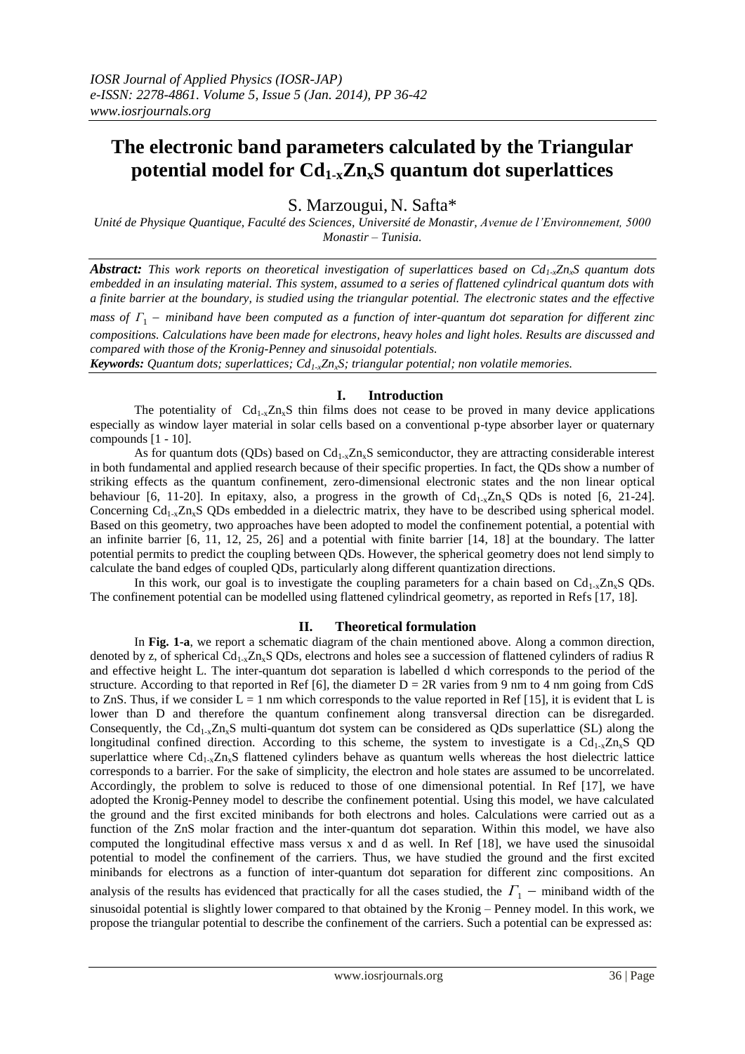# The electronic band parameters calculated by the Triangular potential model for $Cd_{1-x}Zn_xS$ quantum dot superlattices

S. Marzougui, N. Safta*

*Unité de Physique Quantique, Faculté des Sciences, Université de Monastir, Avenue de l'Environnement, 5000 Monastir – Tunisia.*

***Abstract:*** *This work reports on theoretical investigation of superlattices based on $Cd_{1-x}Zn_xS$ quantum dots embedded in an insulating material. This system, assumed to a series of flattened cylindrical quantum dots with a finite barrier at the boundary, is studied using the triangular potential. The electronic states and the effective mass of $\Gamma_1$ – miniband have been computed as a function of inter-quantum dot separation for different zinc compositions. Calculations have been made for electrons, heavy holes and light holes. Results are discussed and compared with those of the Kronig-Penney and sinusoidal potentials.*

***Keywords:*** *Quantum dots; superlattices; $Cd_{1-x}Zn_xS$; triangular potential; non volatile memories.*

## I. Introduction

The potentiality of $Cd_{1-x}Zn_xS$ thin films does not cease to be proved in many device applications especially as window layer material in solar cells based on a conventional p-type absorber layer or quaternary compounds [1 - 10].

As for quantum dots (QDs) based on $Cd_{1-x}Zn_xS$ semiconductor, they are attracting considerable interest in both fundamental and applied research because of their specific properties. In fact, the QDs show a number of striking effects as the quantum confinement, zero-dimensional electronic states and the non linear optical behaviour [6, 11-20]. In epitaxy, also, a progress in the growth of $Cd_{1-x}Zn_xS$ QDs is noted [6, 21-24]. Concerning $Cd_{1-x}Zn_xS$ QDs embedded in a dielectric matrix, they have to be described using spherical model. Based on this geometry, two approaches have been adopted to model the confinement potential, a potential with an infinite barrier [6, 11, 12, 25, 26] and a potential with finite barrier [14, 18] at the boundary. The latter potential permits to predict the coupling between QDs. However, the spherical geometry does not lend simply to calculate the band edges of coupled QDs, particularly along different quantization directions.

In this work, our goal is to investigate the coupling parameters for a chain based on $Cd_{1-x}Zn_xS$ QDs. The confinement potential can be modelled using flattened cylindrical geometry, as reported in Refs [17, 18].

## II. Theoretical formulation

In **Fig. 1-a**, we report a schematic diagram of the chain mentioned above. Along a common direction, denoted by z, of spherical $Cd_{1-x}Zn_xS$ QDs, electrons and holes see a succession of flattened cylinders of radius R and effective height L. The inter-quantum dot separation is labelled d which corresponds to the period of the structure. According to that reported in Ref [6], the diameter D = 2R varies from 9 nm to 4 nm going from CdS to ZnS. Thus, if we consider L = 1 nm which corresponds to the value reported in Ref [15], it is evident that L is lower than D and therefore the quantum confinement along transversal direction can be disregarded. Consequently, the $Cd_{1-x}Zn_xS$ multi-quantum dot system can be considered as QDs superlattice (SL) along the longitudinal confined direction. According to this scheme, the system to investigate is a $Cd_{1-x}Zn_xS$ QD superlattice where $Cd_{1-x}Zn_xS$ flattened cylinders behave as quantum wells whereas the host dielectric lattice corresponds to a barrier. For the sake of simplicity, the electron and hole states are assumed to be uncorrelated. Accordingly, the problem to solve is reduced to those of one dimensional potential. In Ref [17], we have adopted the Kronig-Penney model to describe the confinement potential. Using this model, we have calculated the ground and the first excited minibands for both electrons and holes. Calculations were carried out as a function of the ZnS molar fraction and the inter-quantum dot separation. Within this model, we have also computed the longitudinal effective mass versus x and d as well. In Ref [18], we have used the sinusoidal potential to model the confinement of the carriers. Thus, we have studied the ground and the first excited minibands for electrons as a function of inter-quantum dot separation for different zinc compositions. An analysis of the results has evidenced that practically for all the cases studied, the $\Gamma_1$ – miniband width of the sinusoidal potential is slightly lower compared to that obtained by the Kronig – Penney model. In this work, we propose the triangular potential to describe the confinement of the carriers. Such a potential can be expressed as: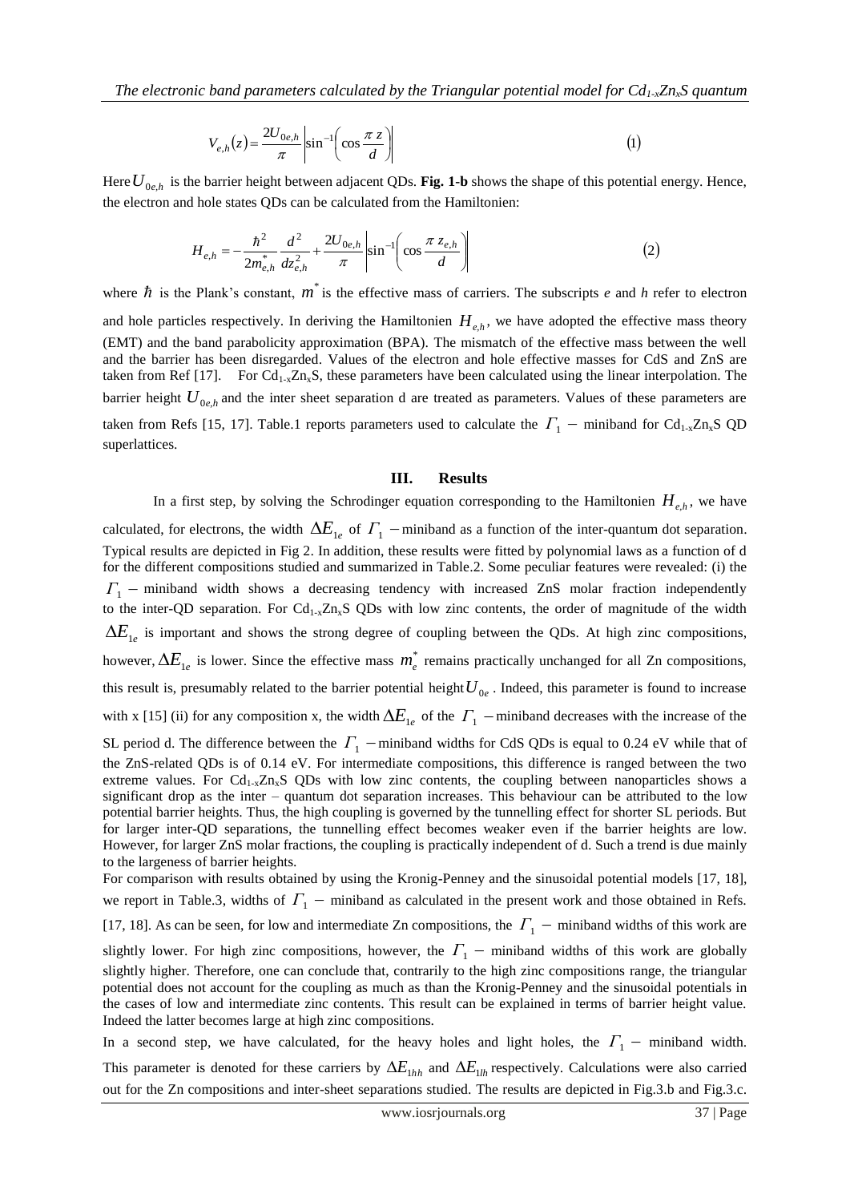$$V_{e,h}(z) = \frac{2U_{0e,h}}{\pi} \left| \sin^{-1}\left( \cos \frac{\pi z}{d} \right) \right| \tag{1}$$

Here $U_{0e,h}$ is the barrier height between adjacent QDs. **Fig. 1-b** shows the shape of this potential energy. Hence, the electron and hole states QDs can be calculated from the Hamiltonien:

$$H_{e,h} = -\frac{\hbar^2}{2m^*_{e,h}} \frac{d^2}{dz^2_{e,h}} + \frac{2U_{0e,h}}{\pi} \left| \sin^{-1}\left( \cos \frac{\pi z_{e,h}}{d} \right) \right| \tag{2}$$

where $\hbar$ is the Plank's constant, $m^*$ is the effective mass of carriers. The subscripts *e* and *h* refer to electron and hole particles respectively. In deriving the Hamiltonien $H_{e,h}$, we have adopted the effective mass theory (EMT) and the band parabolicity approximation (BPA). The mismatch of the effective mass between the well and the barrier has been disregarded. Values of the electron and hole effective masses for CdS and ZnS are taken from Ref [17]. For $Cd_{1-x}Zn_xS$, these parameters have been calculated using the linear interpolation. The barrier height $U_{0e,h}$ and the inter sheet separation d are treated as parameters. Values of these parameters are taken from Refs [15, 17]. Table.1 reports parameters used to calculate the $\Gamma_1$ − miniband for $Cd_{1-x}Zn_xS$ QD superlattices.

## III. Results

In a first step, by solving the Schrodinger equation corresponding to the Hamiltonien $H_{e,h}$, we have calculated, for electrons, the width $\Delta E_{1e}$ of $\Gamma_1$ −miniband as a function of the inter-quantum dot separation. Typical results are depicted in Fig 2. In addition, these results were fitted by polynomial laws as a function of d for the different compositions studied and summarized in Table.2. Some peculiar features were revealed: (i) the $\Gamma_1$ − miniband width shows a decreasing tendency with increased ZnS molar fraction independently to the inter-QD separation. For $Cd_{1-x}Zn_xS$ QDs with low zinc contents, the order of magnitude of the width $\Delta E_{1e}$ is important and shows the strong degree of coupling between the QDs. At high zinc compositions, however, $\Delta E_{1e}$ is lower. Since the effective mass $m^*_e$ remains practically unchanged for all Zn compositions, this result is, presumably related to the barrier potential height $U_{0e}$. Indeed, this parameter is found to increase with x [15] (ii) for any composition x, the width $\Delta E_{1e}$ of the $\Gamma_1$ −miniband decreases with the increase of the SL period d. The difference between the $\Gamma_1$ −miniband widths for CdS QDs is equal to 0.24 eV while that of the ZnS-related QDs is of 0.14 eV. For intermediate compositions, this difference is ranged between the two extreme values. For $Cd_{1-x}Zn_xS$ QDs with low zinc contents, the coupling between nanoparticles shows a significant drop as the inter – quantum dot separation increases. This behaviour can be attributed to the low potential barrier heights. Thus, the high coupling is governed by the tunnelling effect for shorter SL periods. But for larger inter-QD separations, the tunnelling effect becomes weaker even if the barrier heights are low. However, for larger ZnS molar fractions, the coupling is practically independent of d. Such a trend is due mainly to the largeness of barrier heights.

For comparison with results obtained by using the Kronig-Penney and the sinusoidal potential models [17, 18], we report in Table.3, widths of $\Gamma_1$ − miniband as calculated in the present work and those obtained in Refs. [17, 18]. As can be seen, for low and intermediate Zn compositions, the $\Gamma_1$ − miniband widths of this work are slightly lower. For high zinc compositions, however, the $\Gamma_1$ − miniband widths of this work are globally slightly higher. Therefore, one can conclude that, contrarily to the high zinc compositions range, the triangular potential does not account for the coupling as much as than the Kronig-Penney and the sinusoidal potentials in the cases of low and intermediate zinc contents. This result can be explained in terms of barrier height value. Indeed the latter becomes large at high zinc compositions.

In a second step, we have calculated, for the heavy holes and light holes, the $\Gamma_1$ − miniband width. This parameter is denoted for these carriers by $\Delta E_{1hh}$ and $\Delta E_{1lh}$ respectively. Calculations were also carried out for the Zn compositions and inter-sheet separations studied. The results are depicted in Fig.3.b and Fig.3.c.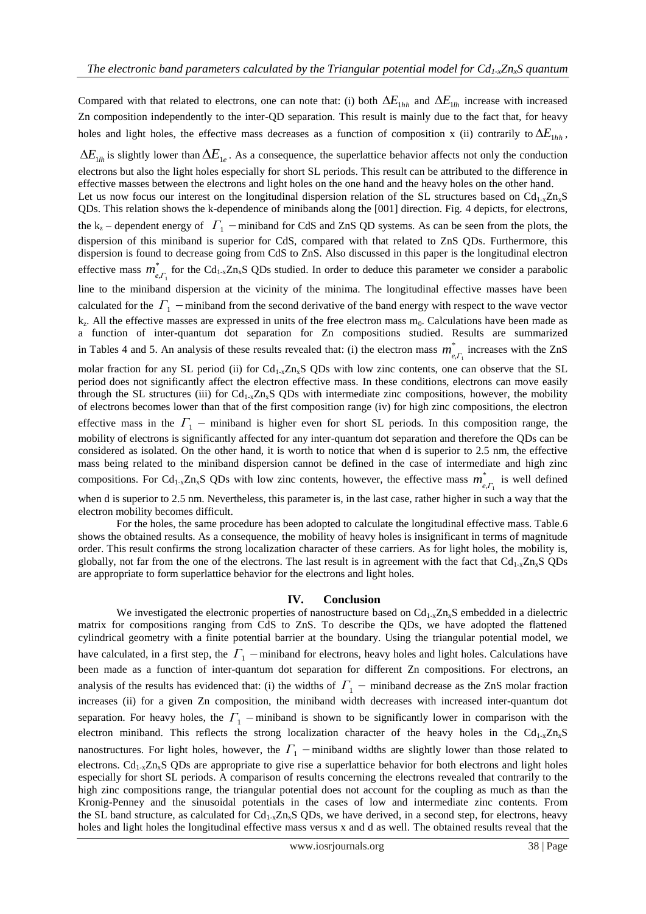Compared with that related to electrons, one can note that: (i) both $\Delta E_{1hh}$ and $\Delta E_{1lh}$ increase with increased Zn composition independently to the inter-QD separation. This result is mainly due to the fact that, for heavy holes and light holes, the effective mass decreases as a function of composition x (ii) contrarily to $\Delta E_{1hh}$, $\Delta E_{1lh}$ is slightly lower than $\Delta E_{1e}$. As a consequence, the superlattice behavior affects not only the conduction electrons but also the light holes especially for short SL periods. This result can be attributed to the difference in effective masses between the electrons and light holes on the one hand and the heavy holes on the other hand.

Let us now focus our interest on the longitudinal dispersion relation of the SL structures based on $Cd_{1-x}Zn_xS$ QDs. This relation shows the k-dependence of minibands along the [001] direction. Fig. 4 depicts, for electrons, the $k_z$ – dependent energy of $\Gamma_1$ – miniband for CdS and ZnS QD systems. As can be seen from the plots, the dispersion of this miniband is superior for CdS, compared with that related to ZnS QDs. Furthermore, this dispersion is found to decrease going from CdS to ZnS. Also discussed in this paper is the longitudinal electron effective mass $m^*_{e,\Gamma_1}$ for the $Cd_{1-x}Zn_xS$ QDs studied. In order to deduce this parameter we consider a parabolic line to the miniband dispersion at the vicinity of the minima. The longitudinal effective masses have been calculated for the $\Gamma_1$ – miniband from the second derivative of the band energy with respect to the wave vector $k_z$. All the effective masses are expressed in units of the free electron mass $m_0$. Calculations have been made as a function of inter-quantum dot separation for Zn compositions studied. Results are summarized in Tables 4 and 5. An analysis of these results revealed that: (i) the electron mass $m^*_{e,\Gamma_1}$ increases with the ZnS molar fraction for any SL period (ii) for $Cd_{1-x}Zn_xS$ QDs with low zinc contents, one can observe that the SL period does not significantly affect the electron effective mass. In these conditions, electrons can move easily through the SL structures (iii) for $Cd_{1-x}Zn_xS$ QDs with intermediate zinc compositions, however, the mobility of electrons becomes lower than that of the first composition range (iv) for high zinc compositions, the electron effective mass in the $\Gamma_1$ – miniband is higher even for short SL periods. In this composition range, the mobility of electrons is significantly affected for any inter-quantum dot separation and therefore the QDs can be considered as isolated. On the other hand, it is worth to notice that when d is superior to 2.5 nm, the effective mass being related to the miniband dispersion cannot be defined in the case of intermediate and high zinc compositions. For $Cd_{1-x}Zn_xS$ QDs with low zinc contents, however, the effective mass $m^*_{e,\Gamma_1}$ is well defined when d is superior to 2.5 nm. Nevertheless, this parameter is, in the last case, rather higher in such a way that the electron mobility becomes difficult.

For the holes, the same procedure has been adopted to calculate the longitudinal effective mass. Table.6 shows the obtained results. As a consequence, the mobility of heavy holes is insignificant in terms of magnitude order. This result confirms the strong localization character of these carriers. As for light holes, the mobility is, globally, not far from the one of the electrons. The last result is in agreement with the fact that $Cd_{1-x}Zn_xS$ QDs are appropriate to form superlattice behavior for the electrons and light holes.

## IV. Conclusion

We investigated the electronic properties of nanostructure based on $Cd_{1-x}Zn_xS$ embedded in a dielectric matrix for compositions ranging from CdS to ZnS. To describe the QDs, we have adopted the flattened cylindrical geometry with a finite potential barrier at the boundary. Using the triangular potential model, we have calculated, in a first step, the $\Gamma_1$ – miniband for electrons, heavy holes and light holes. Calculations have been made as a function of inter-quantum dot separation for different Zn compositions. For electrons, an analysis of the results has evidenced that: (i) the widths of $\Gamma_1$ – miniband decrease as the ZnS molar fraction increases (ii) for a given Zn composition, the miniband width decreases with increased inter-quantum dot separation. For heavy holes, the $\Gamma_1$ – miniband is shown to be significantly lower in comparison with the electron miniband. This reflects the strong localization character of the heavy holes in the $Cd_{1-x}Zn_xS$ nanostructures. For light holes, however, the $\Gamma_1$ – miniband widths are slightly lower than those related to electrons. $Cd_{1-x}Zn_xS$ QDs are appropriate to give rise a superlattice behavior for both electrons and light holes especially for short SL periods. A comparison of results concerning the electrons revealed that contrarily to the high zinc compositions range, the triangular potential does not account for the coupling as much as than the Kronig-Penney and the sinusoidal potentials in the cases of low and intermediate zinc contents. From the SL band structure, as calculated for $Cd_{1-x}Zn_xS$ QDs, we have derived, in a second step, for electrons, heavy holes and light holes the longitudinal effective mass versus x and d as well. The obtained results reveal that the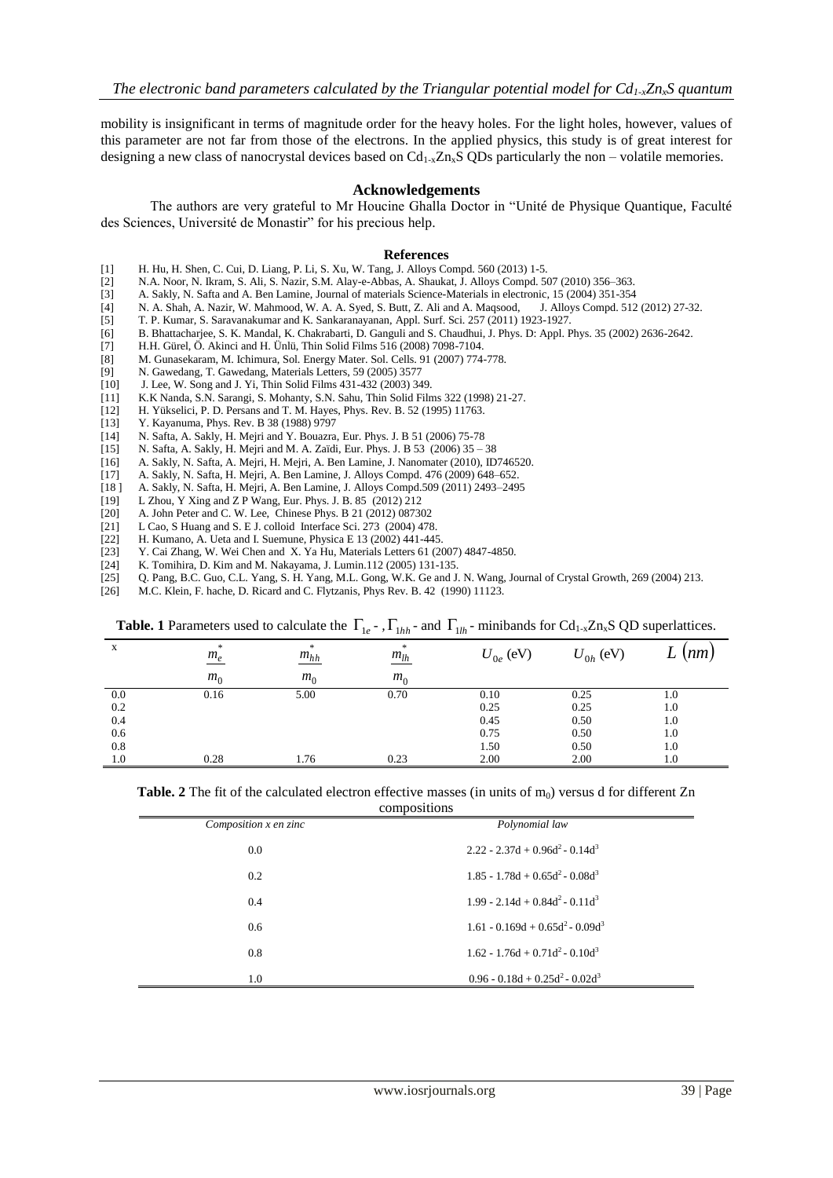mobility is insignificant in terms of magnitude order for the heavy holes. For the light holes, however, values of this parameter are not far from those of the electrons. In the applied physics, this study is of great interest for designing a new class of nanocrystal devices based on $Cd_{1-x}Zn_xS$ QDs particularly the non – volatile memories.

## Acknowledgements

The authors are very grateful to Mr Houcine Ghalla Doctor in "Unité de Physique Quantique, Faculté des Sciences, Université de Monastir" for his precious help.

## References

[1] H. Hu, H. Shen, C. Cui, D. Liang, P. Li, S. Xu, W. Tang, J. Alloys Compd. 560 (2013) 1-5.
[2] N.A. Noor, N. Ikram, S. Ali, S. Nazir, S.M. Alay-e-Abbas, A. Shaukat, J. Alloys Compd. 507 (2010) 356–363.
[3] A. Sakly, N. Safta and A. Ben Lamine, Journal of materials Science-Materials in electronic, 15 (2004) 351-354
[4] N. A. Shah, A. Nazir, W. Mahmood, W. A. A. Syed, S. Butt, Z. Ali and A. Maqsood, J. Alloys Compd. 512 (2012) 27-32.
[5] T. P. Kumar, S. Saravanakumar and K. Sankaranayanan, Appl. Surf. Sci. 257 (2011) 1923-1927.
[6] B. Bhattacharjee, S. K. Mandal, K. Chakrabarti, D. Ganguli and S. Chaudhui, J. Phys. D: Appl. Phys. 35 (2002) 2636-2642.
[7] H.H. Gürel, Ö. Akinci and H. Ünlü, Thin Solid Films 516 (2008) 7098-7104.
[8] M. Gunasekaram, M. Ichimura, Sol. Energy Mater. Sol. Cells. 91 (2007) 774-778.
[9] N. Gawedang, T. Gawedang, Materials Letters, 59 (2005) 3577
[10] J. Lee, W. Song and J. Yi, Thin Solid Films 431-432 (2003) 349.
[11] K.K Nanda, S.N. Sarangi, S. Mohanty, S.N. Sahu, Thin Solid Films 322 (1998) 21-27.
[12] H. Yükselici, P. D. Persans and T. M. Hayes, Phys. Rev. B. 52 (1995) 11763.
[13] Y. Kayanuma, Phys. Rev. B 38 (1988) 9797
[14] N. Safta, A. Sakly, H. Mejri and Y. Bouazra, Eur. Phys. J. B 51 (2006) 75-78
[15] N. Safta, A. Sakly, H. Mejri and M. A. Zaïdi, Eur. Phys. J. B 53 (2006) 35 – 38
[16] A. Sakly, N. Safta, A. Mejri, H. Mejri, A. Ben Lamine, J. Nanomater (2010), ID746520.
[17] A. Sakly, N. Safta, H. Mejri, A. Ben Lamine, J. Alloys Compd. 476 (2009) 648–652.
[18] A. Sakly, N. Safta, H. Mejri, A. Ben Lamine, J. Alloys Compd.509 (2011) 2493–2495
[19] L Zhou, Y Xing and Z P Wang, Eur. Phys. J. B. 85 (2012) 212
[20] A. John Peter and C. W. Lee, Chinese Phys. B 21 (2012) 087302
[21] L Cao, S Huang and S. E J. colloid Interface Sci. 273 (2004) 478.
[22] H. Kumano, A. Ueta and I. Suemune, Physica E 13 (2002) 441-445.
[23] Y. Cai Zhang, W. Wei Chen and X. Ya Hu, Materials Letters 61 (2007) 4847-4850.
[24] K. Tomihira, D. Kim and M. Nakayama, J. Lumin.112 (2005) 131-135.
[25] Q. Pang, B.C. Guo, C.L. Yang, S. H. Yang, M.L. Gong, W.K. Ge and J. N. Wang, Journal of Crystal Growth, 269 (2004) 213.
[26] M.C. Klein, F. hache, D. Ricard and C. Flytzanis, Phys Rev. B. 42 (1990) 11123.

**Table. 1** Parameters used to calculate the $\Gamma_{1e}$ - , $\Gamma_{1hh}$ - and $\Gamma_{1lh}$ - minibands for $Cd_{1-x}Zn_xS$ QD superlattices.

| x | $\frac{m_e^*}{m_0}$ | $\frac{m_{hh}^*}{m_0}$ | $\frac{m_{lh}^*}{m_0}$ | $U_{0e}$ (eV) | $U_{0h}$ (eV) | $L\ (nm)$ |
|---|---|---|---|---|---|---|
| 0.0 | 0.16 | 5.00 | 0.70 | 0.10 | 0.25 | 1.0 |
| 0.2 | | | | 0.25 | 0.25 | 1.0 |
| 0.4 | | | | 0.45 | 0.50 | 1.0 |
| 0.6 | | | | 0.75 | 0.50 | 1.0 |
| 0.8 | | | | 1.50 | 0.50 | 1.0 |
| 1.0 | 0.28 | 1.76 | 0.23 | 2.00 | 2.00 | 1.0 |

**Table. 2** The fit of the calculated electron effective masses (in units of $m_0$) versus d for different Zn compositions

| *Composition x en zinc* | *Polynomial law* |
|---|---|
| 0.0 | $2.22 - 2.37d + 0.96d^2 - 0.14d^3$ |
| 0.2 | $1.85 - 1.78d + 0.65d^2 - 0.08d^3$ |
| 0.4 | $1.99 - 2.14d + 0.84d^2 - 0.11d^3$ |
| 0.6 | $1.61 - 0.169d + 0.65d^2 - 0.09d^3$ |
| 0.8 | $1.62 - 1.76d + 0.71d^2 - 0.10d^3$ |
| 1.0 | $0.96 - 0.18d + 0.25d^2 - 0.02d^3$ |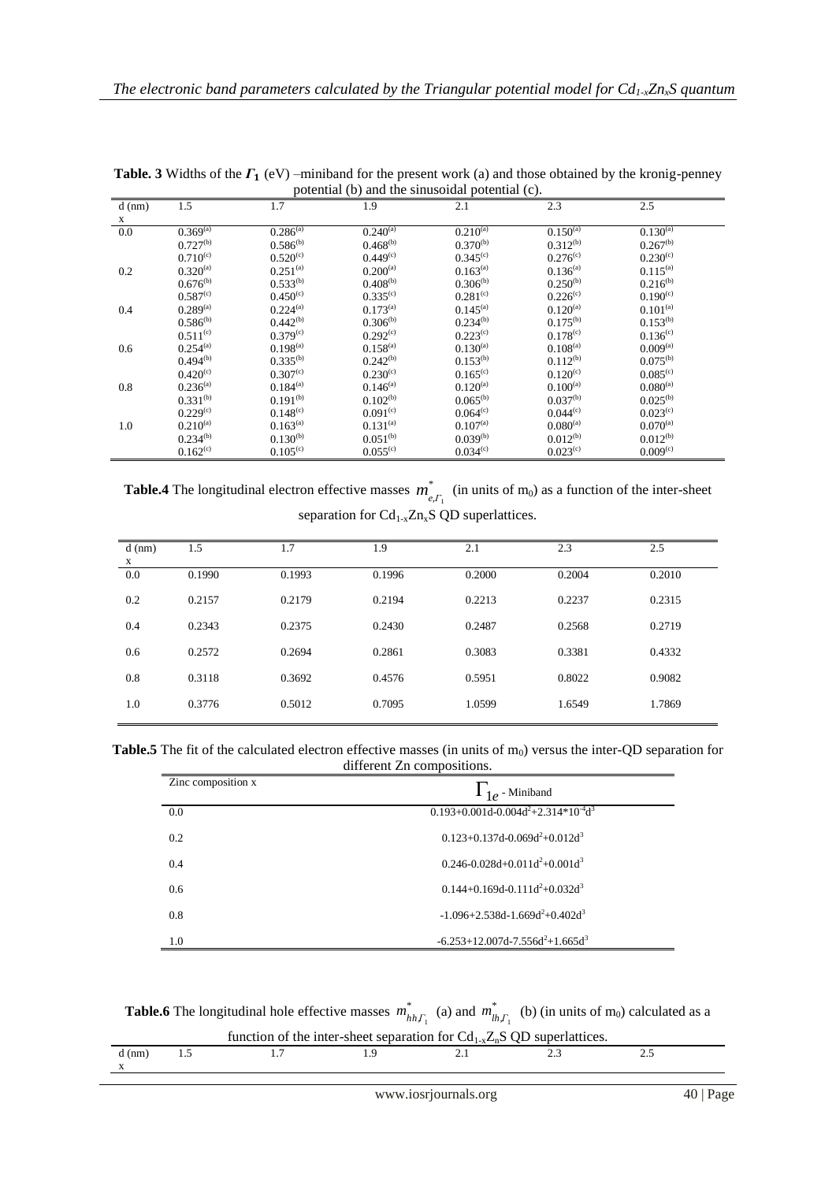**Table. 3** Widths of the $\Gamma_1$ (eV) –miniband for the present work (a) and those obtained by the kronig-penney potential (b) and the sinusoidal potential (c).

| d (nm) / x | 1.5 | 1.7 | 1.9 | 2.1 | 2.3 | 2.5 |
|---|---|---|---|---|---|---|
| 0.0 | 0.369[(a)] | 0.286[(a)] | 0.240[(a)] | 0.210[(a)] | 0.150[(a)] | 0.130[(a)] |
| | 0.727[(b)] | 0.586[(b)] | 0.468[(b)] | 0.370[(b)] | 0.312[(b)] | 0.267[(b)] |
| | 0.710[(c)] | 0.520[(c)] | 0.449[(c)] | 0.345[(c)] | 0.276[(c)] | 0.230[(c)] |
| 0.2 | 0.320[(a)] | 0.251[(a)] | 0.200[(a)] | 0.163[(a)] | 0.136[(a)] | 0.115[(a)] |
| | 0.676[(b)] | 0.533[(b)] | 0.408[(b)] | 0.306[(b)] | 0.250[(b)] | 0.216[(b)] |
| | 0.587[(c)] | 0.450[(c)] | 0.335[(c)] | 0.281[(c)] | 0.226[(c)] | 0.190[(c)] |
| 0.4 | 0.289[(a)] | 0.224[(a)] | 0.173[(a)] | 0.145[(a)] | 0.120[(a)] | 0.101[(a)] |
| | 0.586[(b)] | 0.442[(b)] | 0.306[(b)] | 0.234[(b)] | 0.175[(b)] | 0.153[(b)] |
| | 0.511[(c)] | 0.379[(c)] | 0.292[(c)] | 0.223[(c)] | 0.178[(c)] | 0.136[(c)] |
| 0.6 | 0.254[(a)] | 0.198[(a)] | 0.158[(a)] | 0.130[(a)] | 0.108[(a)] | 0.009[(a)] |
| | 0.494[(b)] | 0.335[(b)] | 0.242[(b)] | 0.153[(b)] | 0.112[(b)] | 0.075[(b)] |
| | 0.420[(c)] | 0.307[(c)] | 0.230[(c)] | 0.165[(c)] | 0.120[(c)] | 0.085[(c)] |
| 0.8 | 0.236[(a)] | 0.184[(a)] | 0.146[(a)] | 0.120[(a)] | 0.100[(a)] | 0.080[(a)] |
| | 0.331[(b)] | 0.191[(b)] | 0.102[(b)] | 0.065[(b)] | 0.037[(b)] | 0.025[(b)] |
| | 0.229[(c)] | 0.148[(c)] | 0.091[(c)] | 0.064[(c)] | 0.044[(c)] | 0.023[(c)] |
| 1.0 | 0.210[(a)] | 0.163[(a)] | 0.131[(a)] | 0.107[(a)] | 0.080[(a)] | 0.070[(a)] |
| | 0.234[(b)] | 0.130[(b)] | 0.051[(b)] | 0.039[(b)] | 0.012[(b)] | 0.012[(b)] |
| | 0.162[(c)] | 0.105[(c)] | 0.055[(c)] | 0.034[(c)] | 0.023[(c)] | 0.009[(c)] |

**Table.4** The longitudinal electron effective masses $m^*_{e,\Gamma_1}$ (in units of $m_0$) as a function of the inter-sheet separation for $Cd_{1-x}Zn_xS$ QD superlattices.

| d (nm) / x | 1.5 | 1.7 | 1.9 | 2.1 | 2.3 | 2.5 |
|---|---|---|---|---|---|---|
| 0.0 | 0.1990 | 0.1993 | 0.1996 | 0.2000 | 0.2004 | 0.2010 |
| 0.2 | 0.2157 | 0.2179 | 0.2194 | 0.2213 | 0.2237 | 0.2315 |
| 0.4 | 0.2343 | 0.2375 | 0.2430 | 0.2487 | 0.2568 | 0.2719 |
| 0.6 | 0.2572 | 0.2694 | 0.2861 | 0.3083 | 0.3381 | 0.4332 |
| 0.8 | 0.3118 | 0.3692 | 0.4576 | 0.5951 | 0.8022 | 0.9082 |
| 1.0 | 0.3776 | 0.5012 | 0.7095 | 1.0599 | 1.6549 | 1.7869 |

**Table.5** The fit of the calculated electron effective masses (in units of $m_0$) versus the inter-QD separation for different Zn compositions.

| Zinc composition x | $\Gamma_{1e}$ - Miniband |
|---|---|
| 0.0 | $0.193+0.001d-0.004d^2+2.314*10^{-4}d^3$ |
| 0.2 | $0.123+0.137d-0.069d^2+0.012d^3$ |
| 0.4 | $0.246-0.028d+0.011d^2+0.001d^3$ |
| 0.6 | $0.144+0.169d-0.111d^2+0.032d^3$ |
| 0.8 | $-1.096+2.538d-1.669d^2+0.402d^3$ |
| 1.0 | $-6.253+12.007d-7.556d^2+1.665d^3$ |

**Table.6** The longitudinal hole effective masses $m^*_{hh\Gamma_1}$ (a) and $m^*_{lh,\Gamma_1}$ (b) (in units of $m_0$) calculated as a function of the inter-sheet separation for $Cd_{1-x}Z_nS$ QD superlattices.

| d (nm) / x | 1.5 | 1.7 | 1.9 | 2.1 | 2.3 | 2.5 |
|---|---|---|---|---|---|---|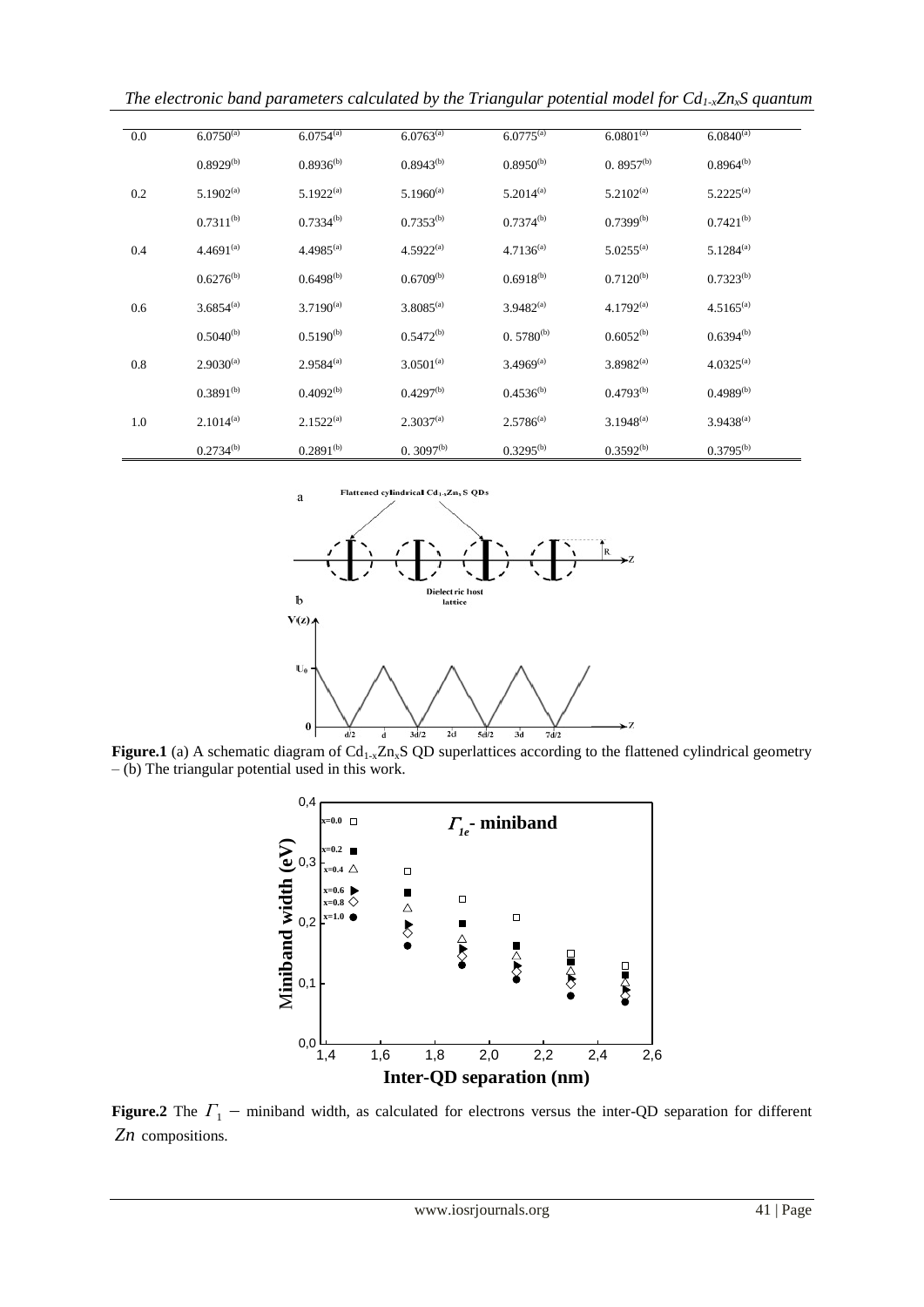*The electronic band parameters calculated by the Triangular potential model for $Cd_{1-x}Zn_xS$ quantum*

| | | | | | | |
|---|---|---|---|---|---|---|
| 0.0 | 6.0750[(a)] | 6.0754[(a)] | 6.0763[(a)] | 6.0775[(a)] | 6.0801[(a)] | 6.0840[(a)] |
| | 0.8929[(b)] | 0.8936[(b)] | 0.8943[(b)] | 0.8950[(b)] | 0. 8957[(b)] | 0.8964[(b)] |
| 0.2 | 5.1902[(a)] | 5.1922[(a)] | 5.1960[(a)] | 5.2014[(a)] | 5.2102[(a)] | 5.2225[(a)] |
| | 0.7311[(b)] | 0.7334[(b)] | 0.7353[(b)] | 0.7374[(b)] | 0.7399[(b)] | 0.7421[(b)] |
| 0.4 | 4.4691[(a)] | 4.4985[(a)] | 4.5922[(a)] | 4.7136[(a)] | 5.0255[(a)] | 5.1284[(a)] |
| | 0.6276[(b)] | 0.6498[(b)] | 0.6709[(b)] | 0.6918[(b)] | 0.7120[(b)] | 0.7323[(b)] |
| 0.6 | 3.6854[(a)] | 3.7190[(a)] | 3.8085[(a)] | 3.9482[(a)] | 4.1792[(a)] | 4.5165[(a)] |
| | 0.5040[(b)] | 0.5190[(b)] | 0.5472[(b)] | 0. 5780[(b)] | 0.6052[(b)] | 0.6394[(b)] |
| 0.8 | 2.9030[(a)] | 2.9584[(a)] | 3.0501[(a)] | 3.4969[(a)] | 3.8982[(a)] | 4.0325[(a)] |
| | 0.3891[(b)] | 0.4092[(b)] | 0.4297[(b)] | 0.4536[(b)] | 0.4793[(b)] | 0.4989[(b)] |
| 1.0 | 2.1014[(a)] | 2.1522[(a)] | 2.3037[(a)] | 2.5786[(a)] | 3.1948[(a)] | 3.9438[(a)] |
| | 0.2734[(b)] | 0.2891[(b)] | 0. 3097[(b)] | 0.3295[(b)] | 0.3592[(b)] | 0.3795[(b)] |

**Figure.1** (a) A schematic diagram of $Cd_{1-x}Zn_xS$ QD superlattices according to the flattened cylindrical geometry – (b) The triangular potential used in this work.

**Figure.2** The $\Gamma_1$ – miniband width, as calculated for electrons versus the inter-QD separation for different $Zn$ compositions.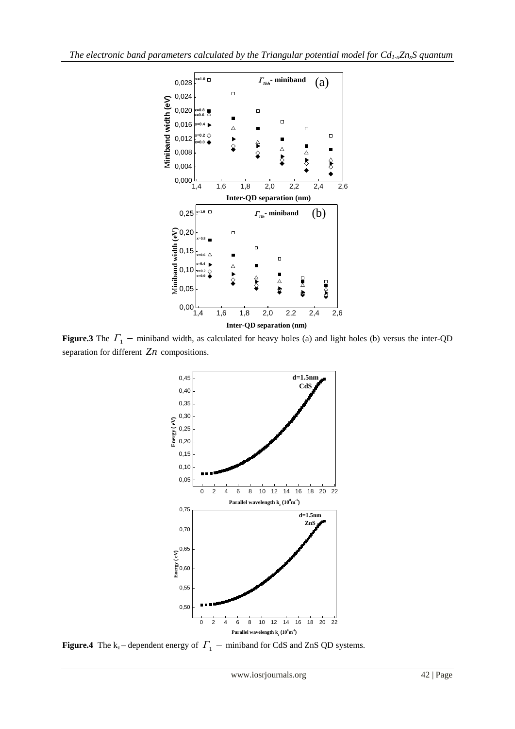0,028
0,024
0,020
0,016
0,012
0,008
0,004
0,000

Miniband width (eV)

x=1.0
x=0.8
x=0.6
x=0.4
x=0.2
x=0.0

$\Gamma_{1hh}$- miniband

(a)

1,4 1,6 1,8 2,0 2,2 2,4 2,6

Inter-QD separation (nm)

0,25
0,20
0,15
0,10
0,05
0,00

Miniband width (eV)

x=1.0
x=0.8
x=0.6
x=0.4
x=0.2
x=0.0

$\Gamma_{1lh}$- miniband

(b)

1,4 1,6 1,8 2,0 2,2 2,4 2,6

Inter-QD separation (nm)

**Figure.3** The $\Gamma_1$ − miniband width, as calculated for heavy holes (a) and light holes (b) versus the inter-QD separation for different $Zn$ compositions.

0,45
0,40
0,35
0,30
0,25
0,20
0,15
0,10
0,05

Energy ( eV)

d=1.5nm
CdS

0 2 4 6 8 10 12 14 16 18 20 22

Parallel wavelength $k_z$ ($10^8 m^{-1}$)

0,75
0,70
0,65
0,60
0,55
0,50

Energy ( eV)

d=1.5nm
ZnS

0 2 4 6 8 10 12 14 16 18 20 22

Parallel wavelength $k_z$ ($10^8 m^{-1}$)

**Figure.4** The $k_z$ – dependent energy of $\Gamma_1$ − miniband for CdS and ZnS QD systems.